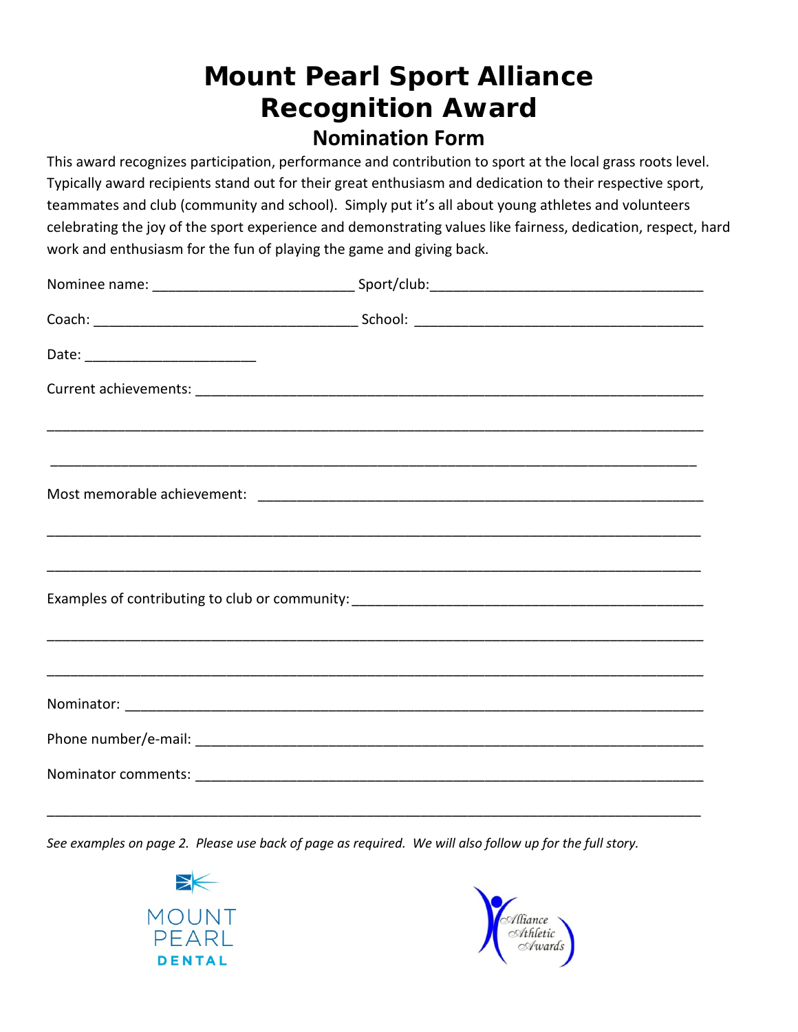# Mount Pearl Sport Alliance Recognition Award

## Nomination Form

This award recognizes participation, performance and contribution to sport at the local grass roots level. Typically award recipients stand out for their great enthusiasm and dedication to their respective sport, teammates and club (community and school). Simply put it's all about young athletes and volunteers celebrating the joy of the sport experience and demonstrating values like fairness, dedication, respect, hard work and enthusiasm for the fun of playing the game and giving back.

Nominee name: __________________________ Sport/club:___________________________________

Coach: __________________________________ School: _____________________________________

Date: ______________________

Current achievements: ____________________________________________________________________

_____________________________________________________________________________________

_____________________________________________________________________________________

Most memorable achievement: ___________________________________________________________

_____________________________________________________________________________________

_____________________________________________________________________________________

Examples of contributing to club or community: ______________________________________________

_____________________________________________________________________________________

_____________________________________________________________________________________

Nominator: _________________________________________________________________________

Phone number/e-mail: _________________________________________________________________

Nominator comments: __________________________________________________________________

_____________________________________________________________________________________

*See examples on page 2. Please use back of page as required. We will also follow up for the full story.*

MOUNT PEARL DENTAL

Alliance Athletic Awards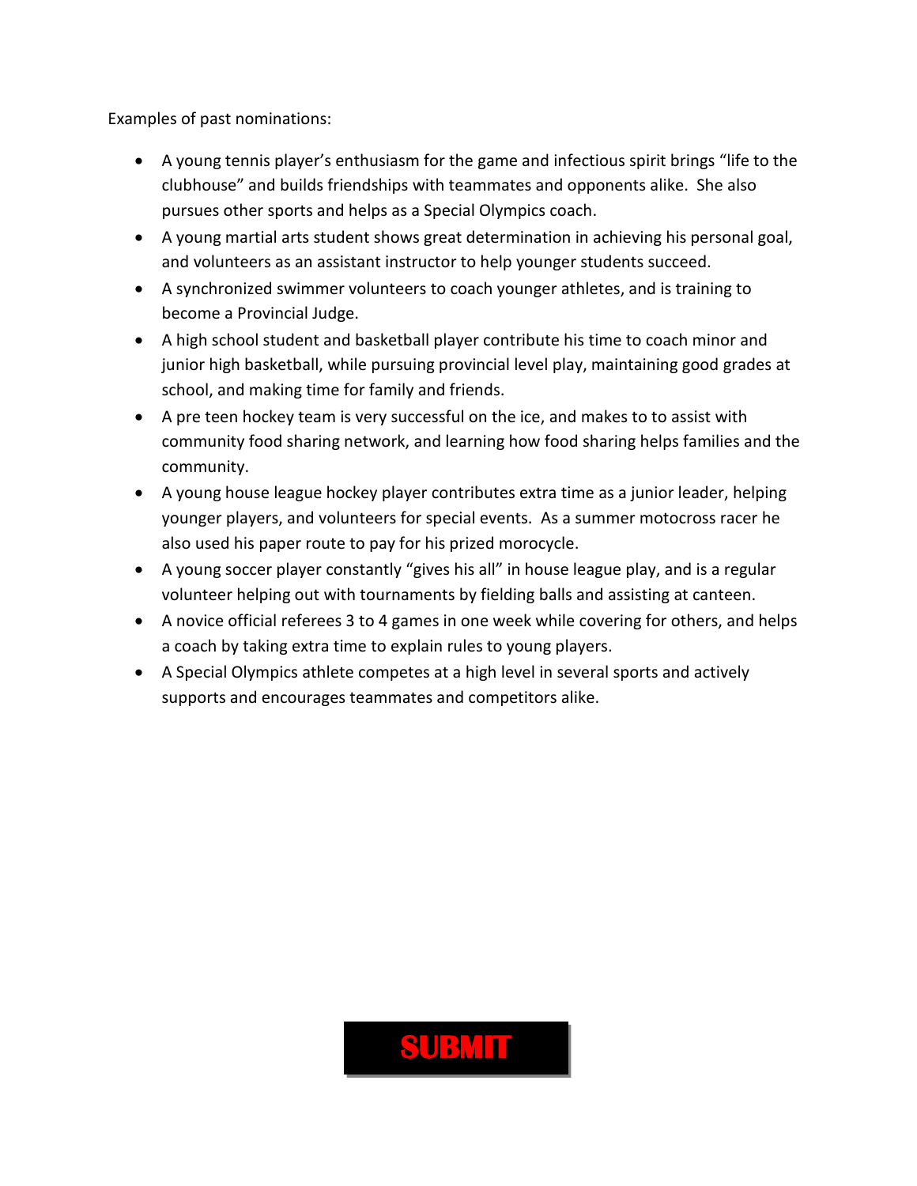Examples of past nominations:

- A young tennis player's enthusiasm for the game and infectious spirit brings "life to the clubhouse" and builds friendships with teammates and opponents alike. She also pursues other sports and helps as a Special Olympics coach.
- A young martial arts student shows great determination in achieving his personal goal, and volunteers as an assistant instructor to help younger students succeed.
- A synchronized swimmer volunteers to coach younger athletes, and is training to become a Provincial Judge.
- A high school student and basketball player contribute his time to coach minor and junior high basketball, while pursuing provincial level play, maintaining good grades at school, and making time for family and friends.
- A pre teen hockey team is very successful on the ice, and makes to to assist with community food sharing network, and learning how food sharing helps families and the community.
- A young house league hockey player contributes extra time as a junior leader, helping younger players, and volunteers for special events. As a summer motocross racer he also used his paper route to pay for his prized morocycle.
- A young soccer player constantly "gives his all" in house league play, and is a regular volunteer helping out with tournaments by fielding balls and assisting at canteen.
- A novice official referees 3 to 4 games in one week while covering for others, and helps a coach by taking extra time to explain rules to young players.
- A Special Olympics athlete competes at a high level in several sports and actively supports and encourages teammates and competitors alike.

SUBMIT